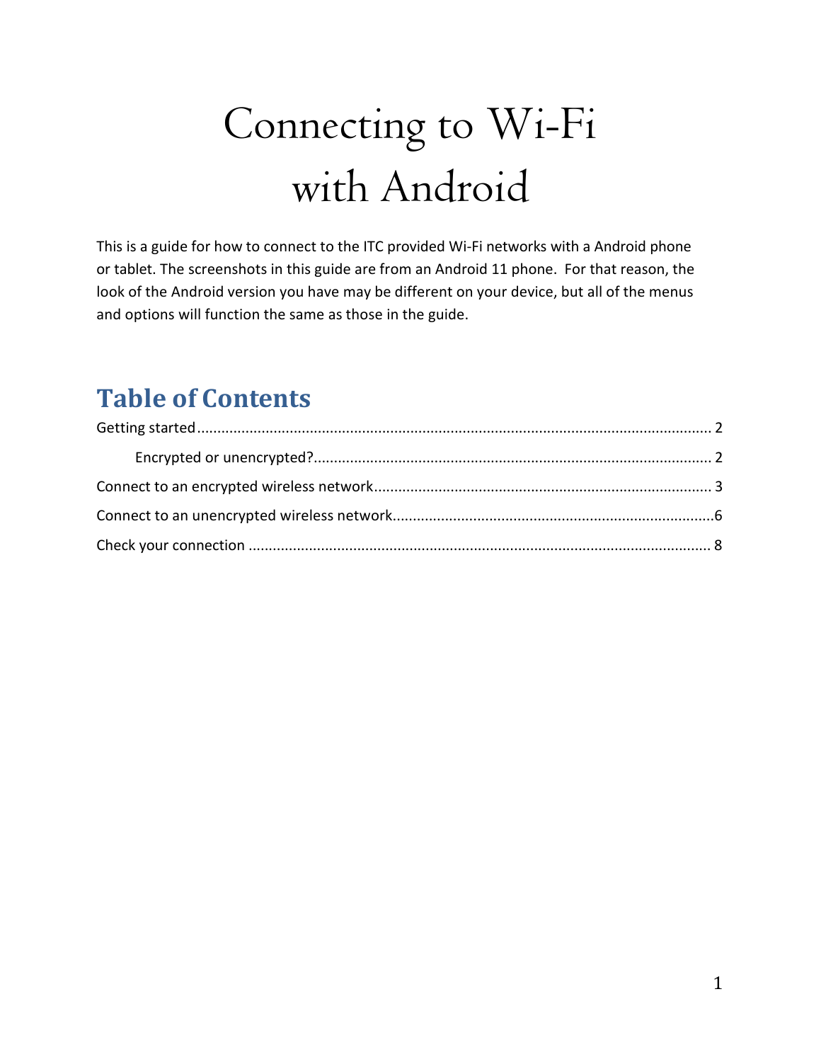# Connecting to Wi-Fi with Android

This is a guide for how to connect to the ITC provided Wi-Fi networks with a Android phone or tablet. The screenshots in this guide are from an Android 11 phone. For that reason, the look of the Android version you have may be different on your device, but all of the menus and options will function the same as those in the guide.

## Table of Contents

Getting started ........................................................................................................................ 2

  Encrypted or unencrypted? ................................................................................................ 2

Connect to an encrypted wireless network ................................................................................ 3

Connect to an unencrypted wireless network ............................................................................ 6

Check your connection ............................................................................................................ 8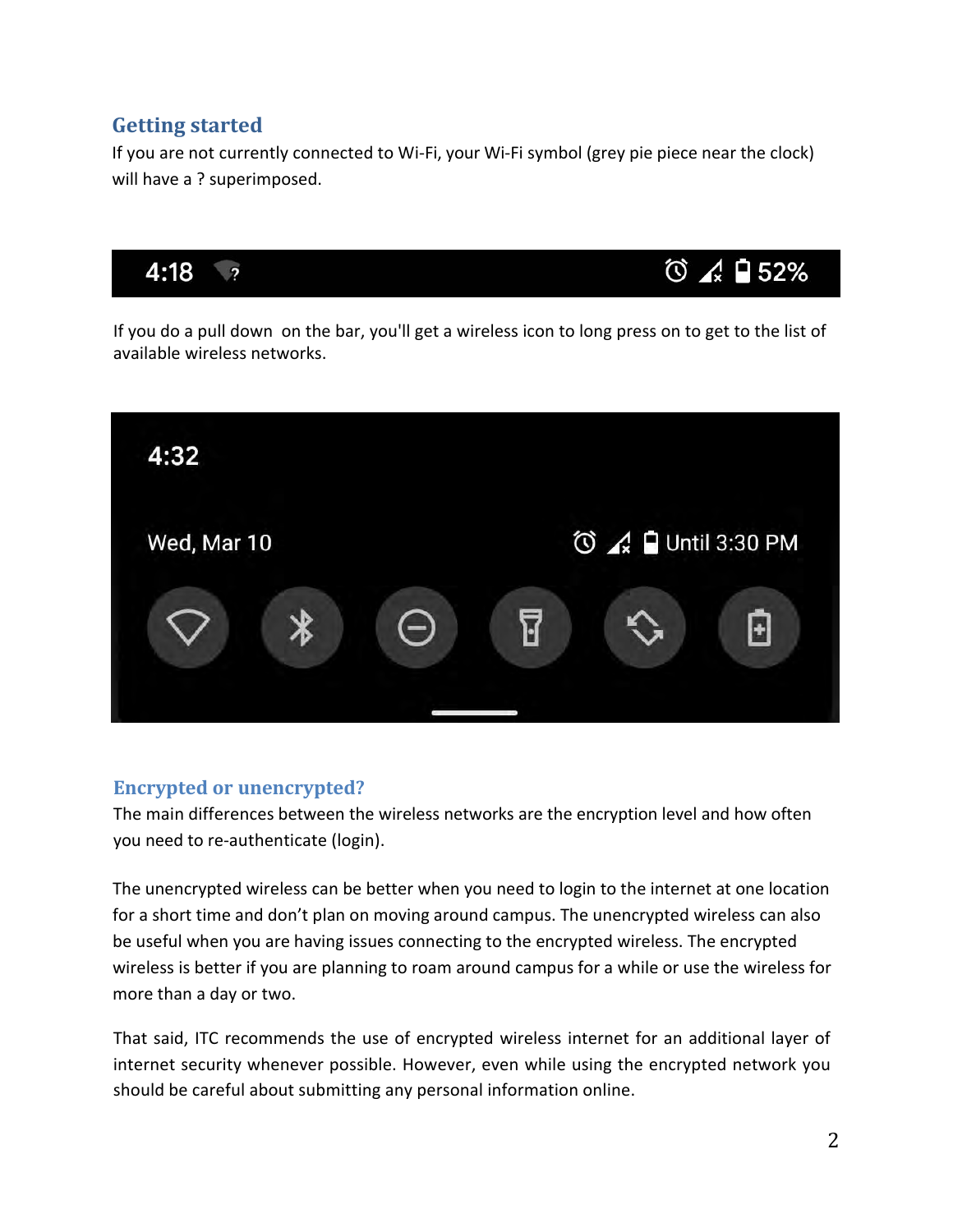## Getting started

If you are not currently connected to Wi-Fi, your Wi-Fi symbol (grey pie piece near the clock) will have a ? superimposed.

If you do a pull down on the bar, you'll get a wireless icon to long press on to get to the list of available wireless networks.

## Encrypted or unencrypted?

The main differences between the wireless networks are the encryption level and how often you need to re-authenticate (login).

The unencrypted wireless can be better when you need to login to the internet at one location for a short time and don't plan on moving around campus. The unencrypted wireless can also be useful when you are having issues connecting to the encrypted wireless. The encrypted wireless is better if you are planning to roam around campus for a while or use the wireless for more than a day or two.

That said, ITC recommends the use of encrypted wireless internet for an additional layer of internet security whenever possible. However, even while using the encrypted network you should be careful about submitting any personal information online.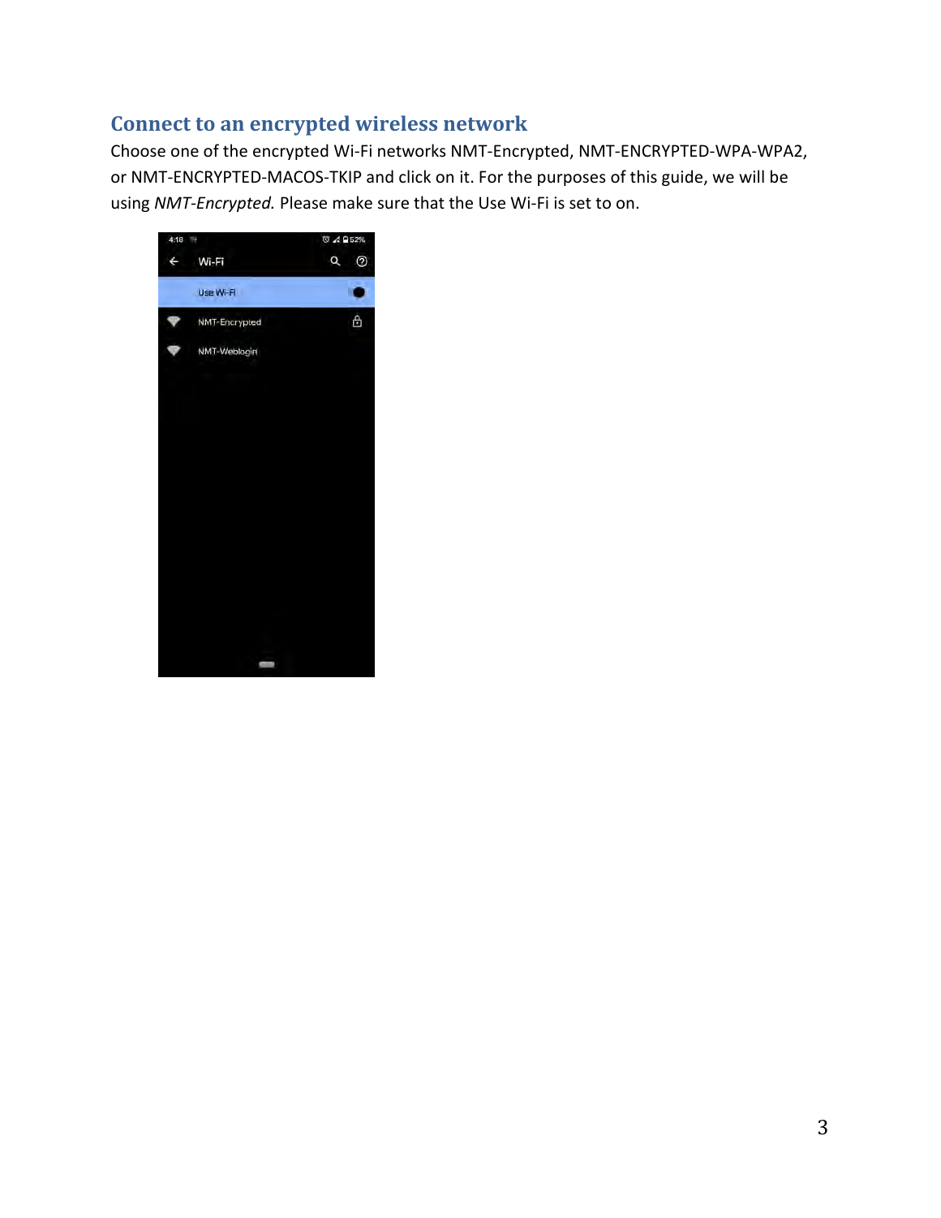## Connect to an encrypted wireless network

Choose one of the encrypted Wi-Fi networks NMT-Encrypted, NMT-ENCRYPTED-WPA-WPA2, or NMT-ENCRYPTED-MACOS-TKIP and click on it. For the purposes of this guide, we will be using *NMT-Encrypted.* Please make sure that the Use Wi-Fi is set to on.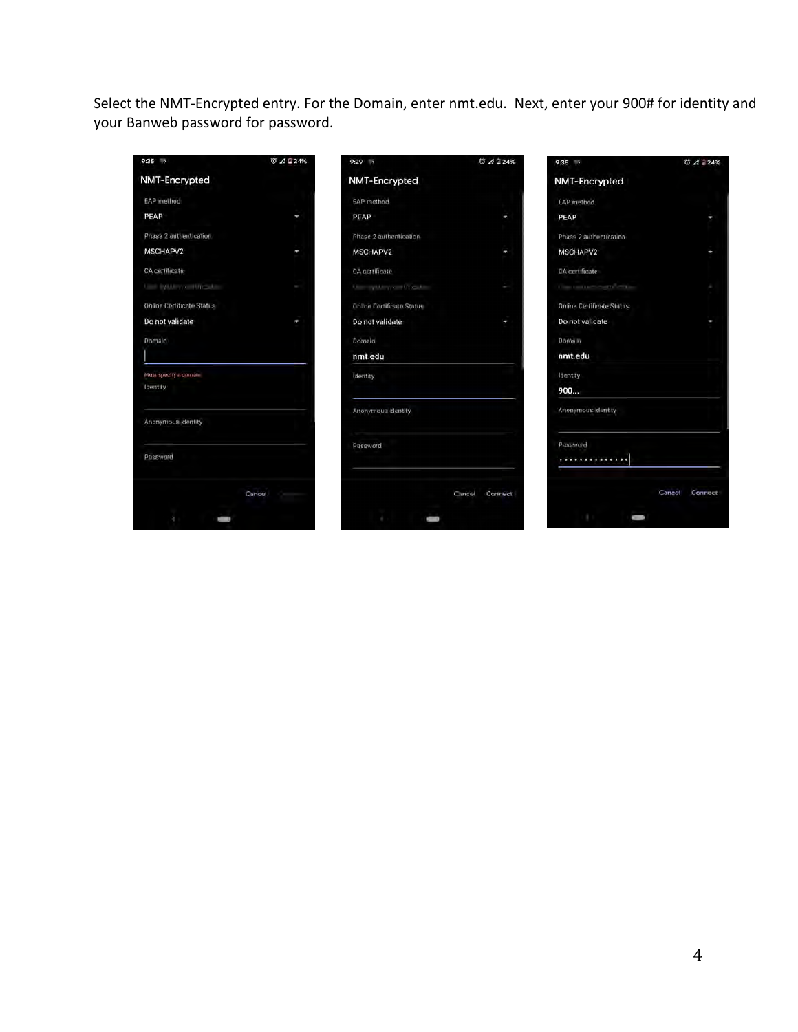Select the NMT-Encrypted entry. For the Domain, enter nmt.edu. Next, enter your 900# for identity and your Banweb password for password.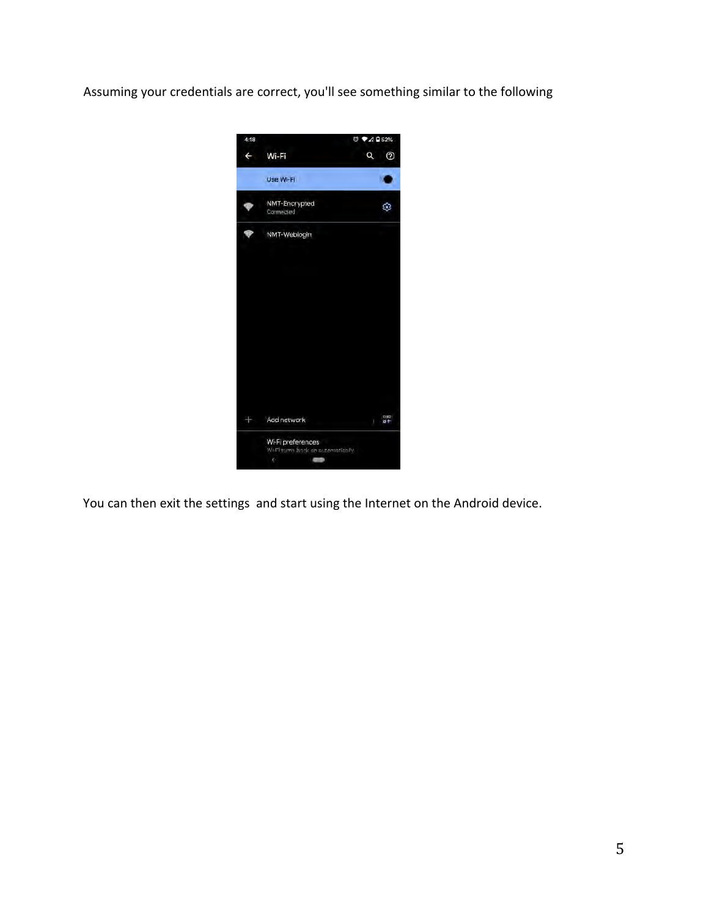Assuming your credentials are correct, you'll see something similar to the following

You can then exit the settings and start using the Internet on the Android device.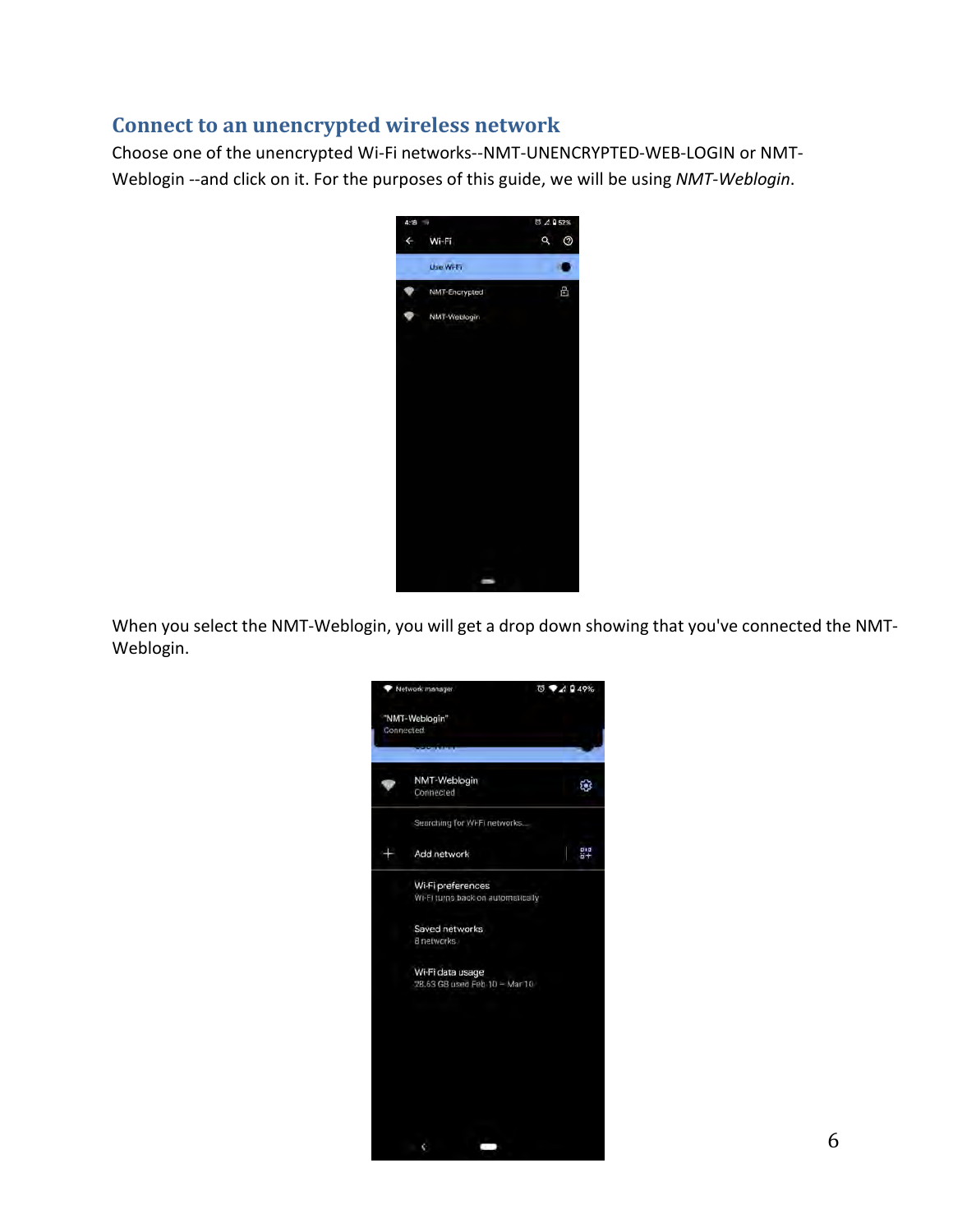## Connect to an unencrypted wireless network

Choose one of the unencrypted Wi-Fi networks--NMT-UNENCRYPTED-WEB-LOGIN or NMT-Weblogin --and click on it. For the purposes of this guide, we will be using *NMT-Weblogin*.

When you select the NMT-Weblogin, you will get a drop down showing that you've connected the NMT-Weblogin.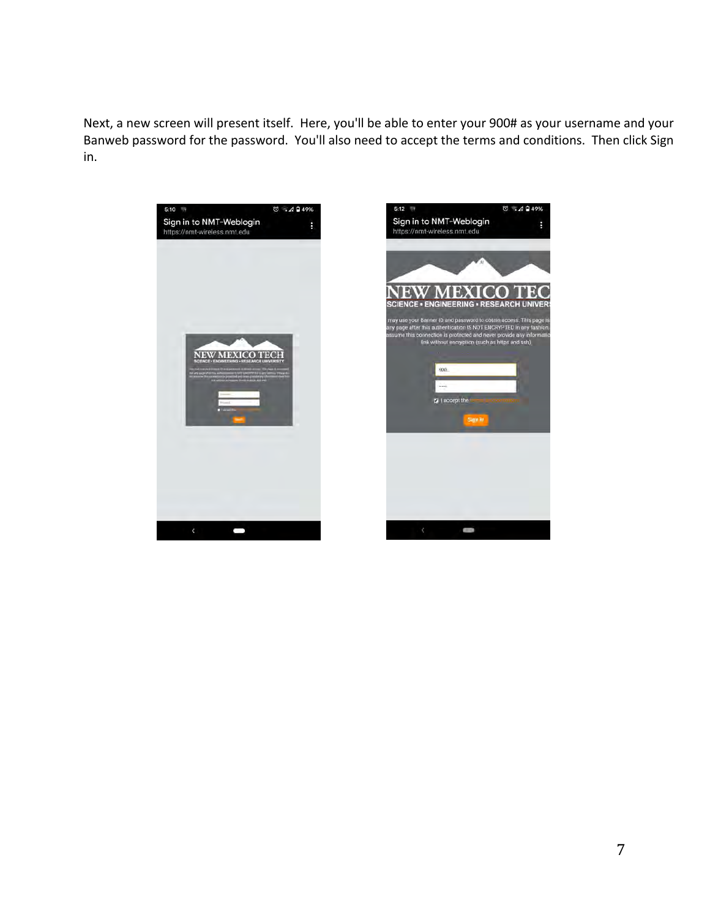Next, a new screen will present itself. Here, you'll be able to enter your 900# as your username and your Banweb password for the password. You'll also need to accept the terms and conditions. Then click Sign in.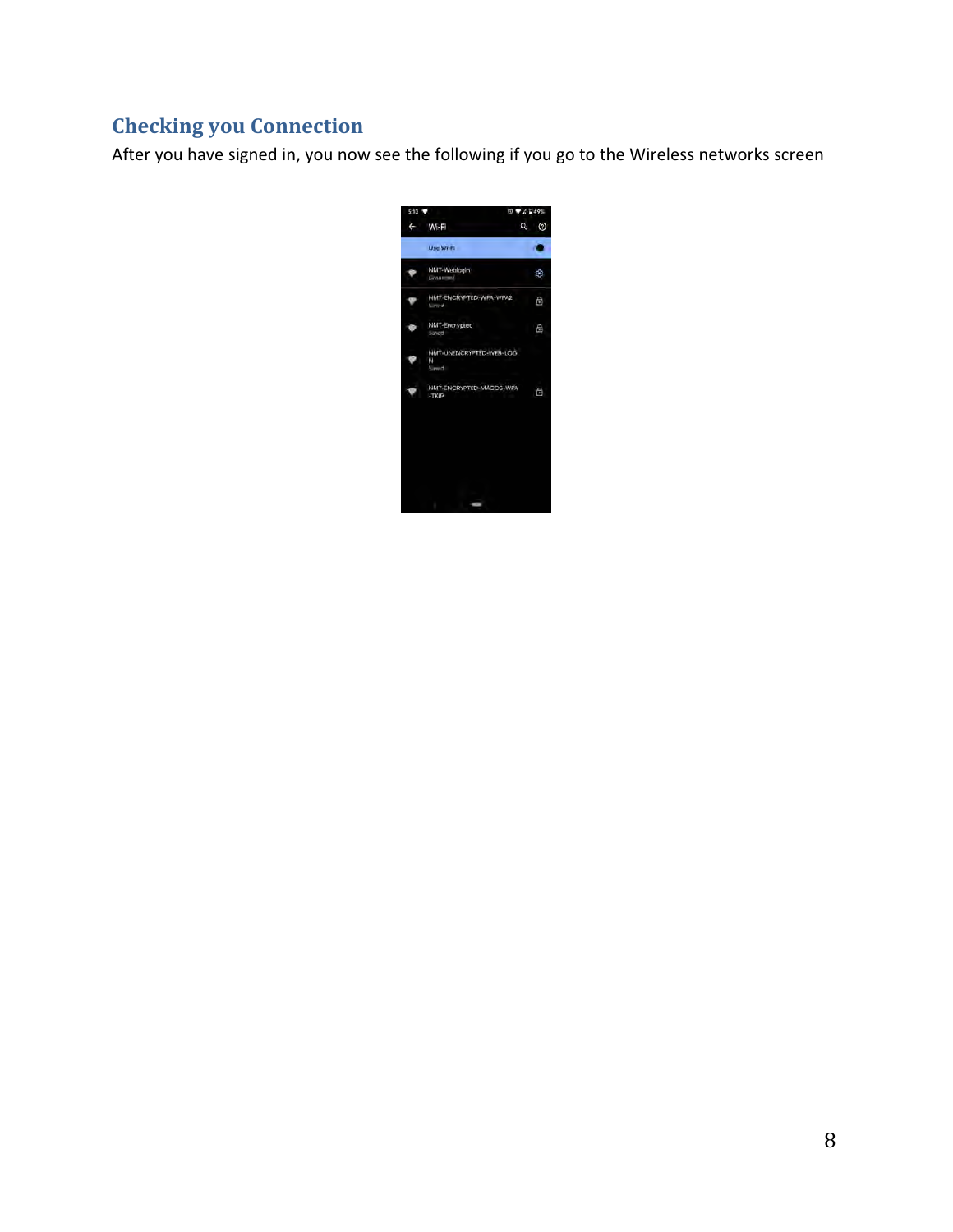## Checking you Connection

After you have signed in, you now see the following if you go to the Wireless networks screen